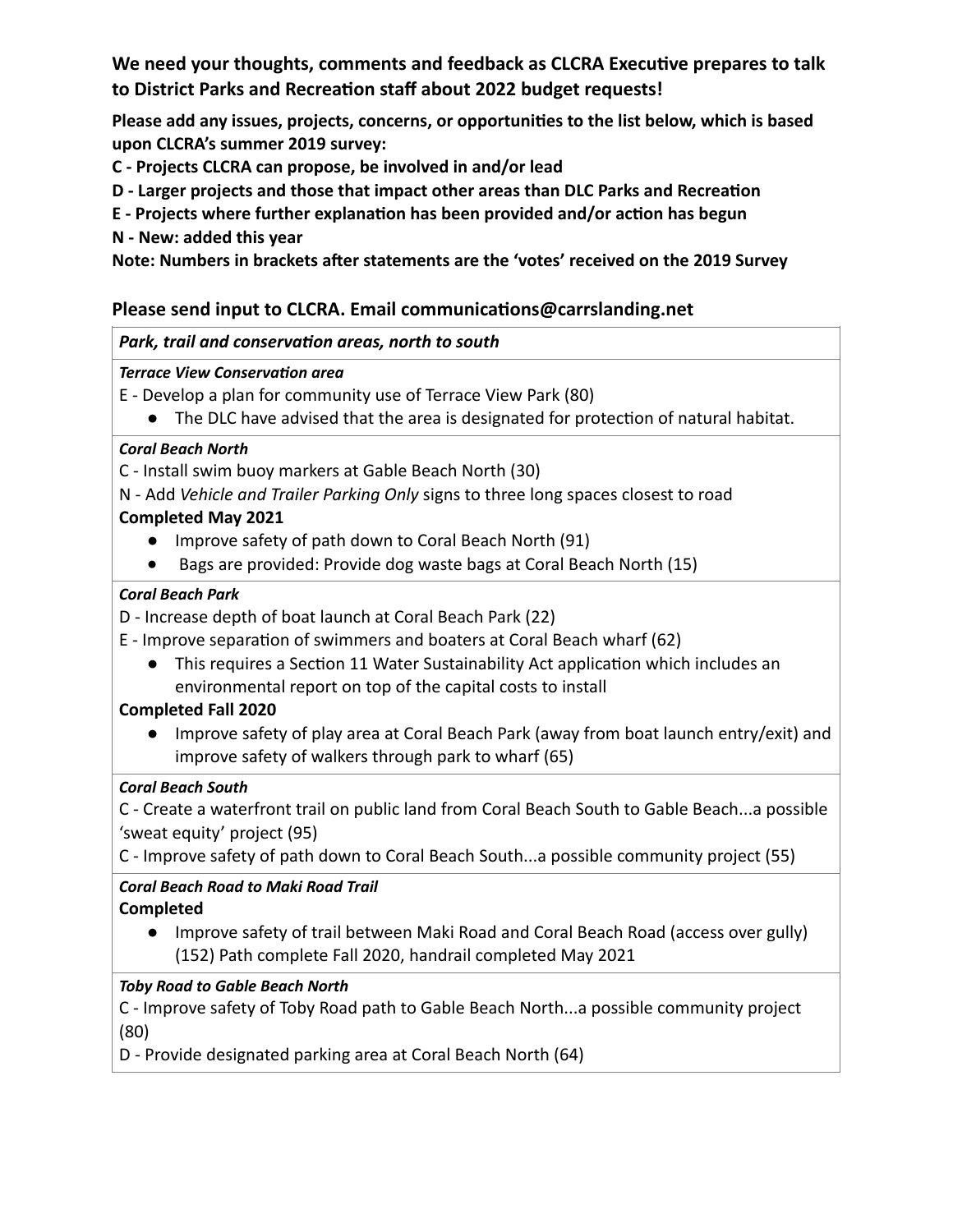**We need your thoughts, comments and feedback as CLCRA Executive prepares to talk to District Parks and Recreation staff about 2022 budget requests!**

**Please add any issues, projects, concerns, or opportunities to the list below, which is based upon CLCRA's summer 2019 survey:**

**C - Projects CLCRA can propose, be involved in and/or lead**

**D - Larger projects and those that impact other areas than DLC Parks and Recreation**

**E - Projects where further explanation has been provided and/or action has begun**

**N - New: added this year**

**Note: Numbers in brackets after statements are the 'votes' received on the 2019 Survey**

## Please send input to CLCRA. Email communications@carrslanding.net

***Park, trail and conservation areas, north to south***

***Terrace View Conservation area***

E - Develop a plan for community use of Terrace View Park (80)

- The DLC have advised that the area is designated for protection of natural habitat.

***Coral Beach North***

C - Install swim buoy markers at Gable Beach North (30)

N - Add *Vehicle and Trailer Parking Only* signs to three long spaces closest to road

**Completed May 2021**

- Improve safety of path down to Coral Beach North (91)
- Bags are provided: Provide dog waste bags at Coral Beach North (15)

***Coral Beach Park***

D - Increase depth of boat launch at Coral Beach Park (22)

E - Improve separation of swimmers and boaters at Coral Beach wharf (62)

- This requires a Section 11 Water Sustainability Act application which includes an environmental report on top of the capital costs to install

**Completed Fall 2020**

- Improve safety of play area at Coral Beach Park (away from boat launch entry/exit) and improve safety of walkers through park to wharf (65)

***Coral Beach South***

C - Create a waterfront trail on public land from Coral Beach South to Gable Beach...a possible 'sweat equity' project (95)

C - Improve safety of path down to Coral Beach South...a possible community project (55)

***Coral Beach Road to Maki Road Trail***

**Completed**

- Improve safety of trail between Maki Road and Coral Beach Road (access over gully) (152) Path complete Fall 2020, handrail completed May 2021

***Toby Road to Gable Beach North***

C - Improve safety of Toby Road path to Gable Beach North...a possible community project (80)

D - Provide designated parking area at Coral Beach North (64)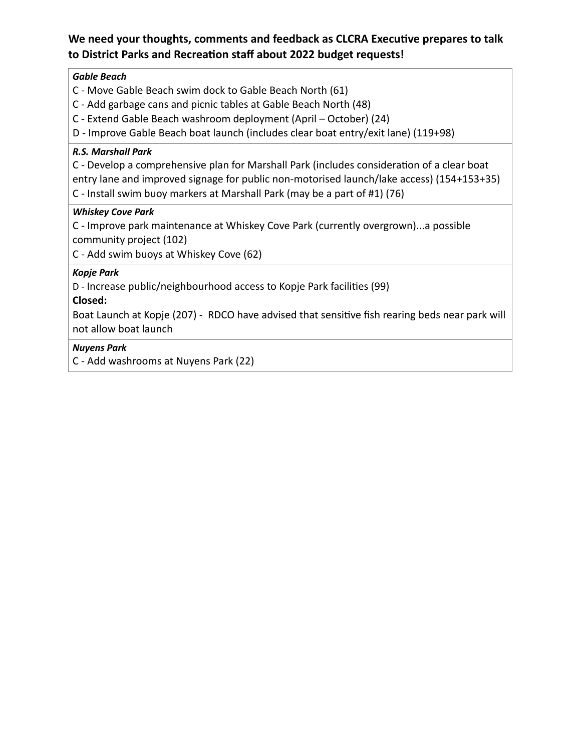**We need your thoughts, comments and feedback as CLCRA Executive prepares to talk to District Parks and Recreation staff about 2022 budget requests!**

***Gable Beach***

C - Move Gable Beach swim dock to Gable Beach North (61)

C - Add garbage cans and picnic tables at Gable Beach North (48)

C - Extend Gable Beach washroom deployment (April – October) (24)

D - Improve Gable Beach boat launch (includes clear boat entry/exit lane) (119+98)

***R.S. Marshall Park***

C - Develop a comprehensive plan for Marshall Park (includes consideration of a clear boat entry lane and improved signage for public non-motorised launch/lake access) (154+153+35)

C - Install swim buoy markers at Marshall Park (may be a part of #1) (76)

***Whiskey Cove Park***

C - Improve park maintenance at Whiskey Cove Park (currently overgrown)...a possible community project (102)

C - Add swim buoys at Whiskey Cove (62)

***Kopje Park***

D - Increase public/neighbourhood access to Kopje Park facilities (99)

**Closed:**

Boat Launch at Kopje (207) - RDCO have advised that sensitive fish rearing beds near park will not allow boat launch

***Nuyens Park***

C - Add washrooms at Nuyens Park (22)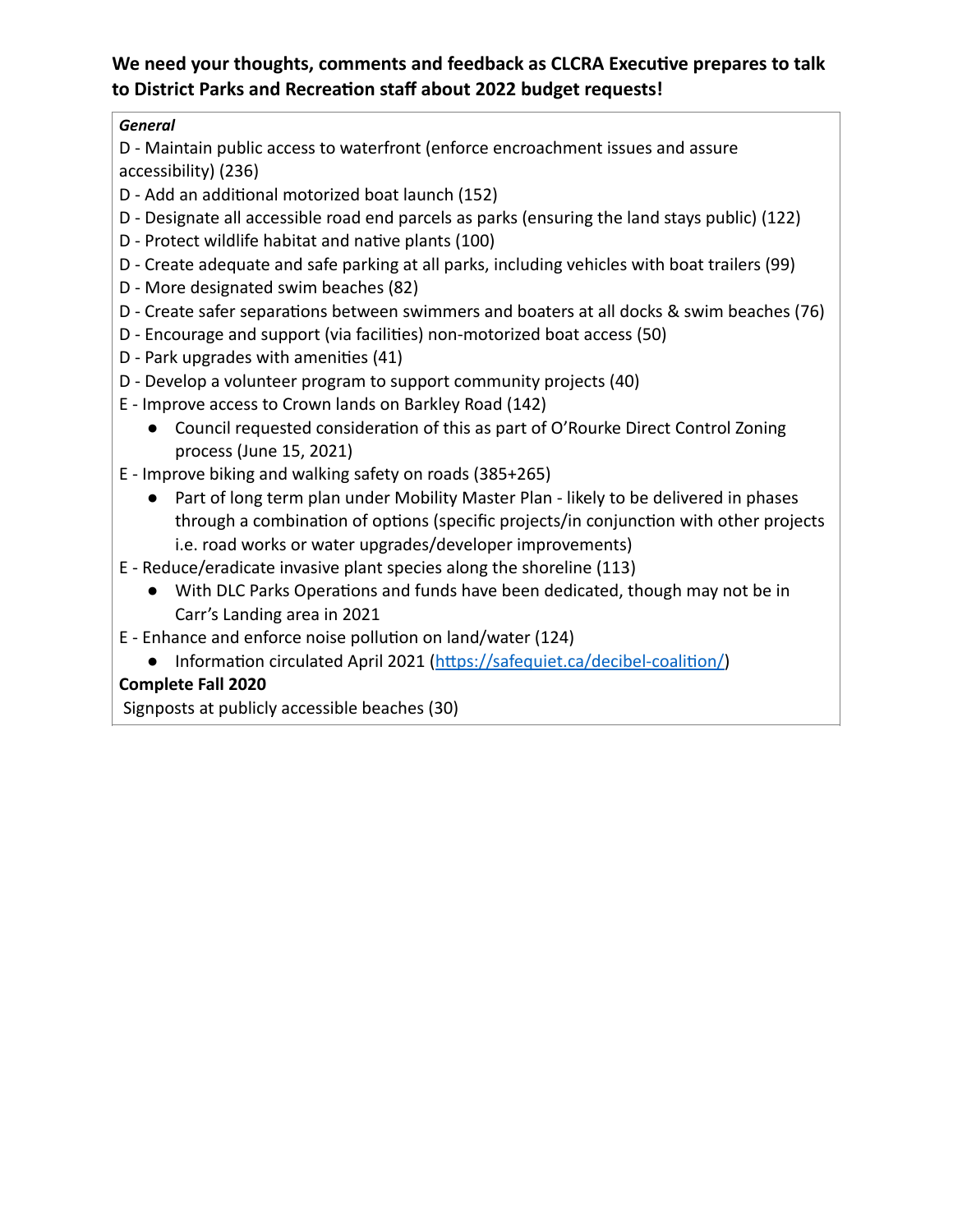**We need your thoughts, comments and feedback as CLCRA Executive prepares to talk to District Parks and Recreation staff about 2022 budget requests!**

***General***

D - Maintain public access to waterfront (enforce encroachment issues and assure accessibility) (236)
D - Add an additional motorized boat launch (152)
D - Designate all accessible road end parcels as parks (ensuring the land stays public) (122)
D - Protect wildlife habitat and native plants (100)
D - Create adequate and safe parking at all parks, including vehicles with boat trailers (99)
D - More designated swim beaches (82)
D - Create safer separations between swimmers and boaters at all docks & swim beaches (76)
D - Encourage and support (via facilities) non-motorized boat access (50)
D - Park upgrades with amenities (41)
D - Develop a volunteer program to support community projects (40)
E - Improve access to Crown lands on Barkley Road (142)

- Council requested consideration of this as part of O'Rourke Direct Control Zoning process (June 15, 2021)

E - Improve biking and walking safety on roads (385+265)

- Part of long term plan under Mobility Master Plan - likely to be delivered in phases through a combination of options (specific projects/in conjunction with other projects i.e. road works or water upgrades/developer improvements)

E - Reduce/eradicate invasive plant species along the shoreline (113)

- With DLC Parks Operations and funds have been dedicated, though may not be in Carr's Landing area in 2021

E - Enhance and enforce noise pollution on land/water (124)

- Information circulated April 2021 (https://safequiet.ca/decibel-coalition/)

**Complete Fall 2020**

Signposts at publicly accessible beaches (30)